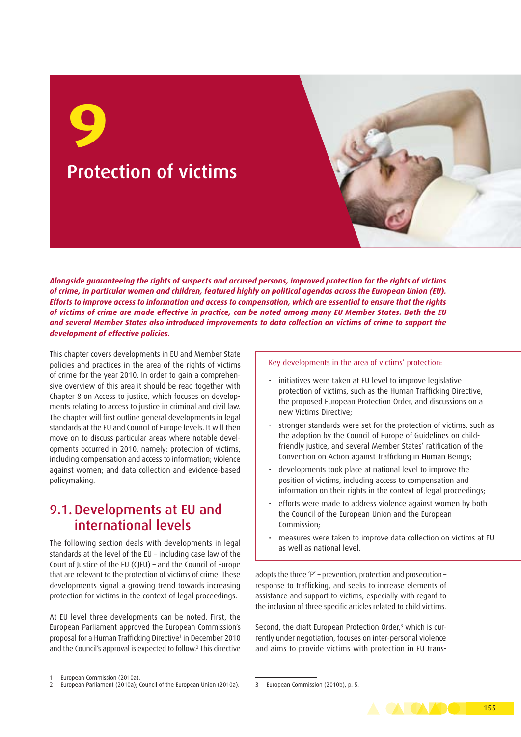# 9

# Protection of victims

***Alongside guaranteeing the rights of suspects and accused persons, improved protection for the rights of victims of crime, in particular women and children, featured highly on political agendas across the European Union (EU). Efforts to improve access to information and access to compensation, which are essential to ensure that the rights of victims of crime are made effective in practice, can be noted among many EU Member States. Both the EU and several Member States also introduced improvements to data collection on victims of crime to support the development of effective policies.***

This chapter covers developments in EU and Member State policies and practices in the area of the rights of victims of crime for the year 2010. In order to gain a comprehensive overview of this area it should be read together with Chapter 8 on Access to justice, which focuses on developments relating to access to justice in criminal and civil law. The chapter will first outline general developments in legal standards at the EU and Council of Europe levels. It will then move on to discuss particular areas where notable developments occurred in 2010, namely: protection of victims, including compensation and access to information; violence against women; and data collection and evidence-based policymaking.

> Key developments in the area of victims' protection:
>
> - initiatives were taken at EU level to improve legislative protection of victims, such as the Human Trafficking Directive, the proposed European Protection Order, and discussions on a new Victims Directive;
> - stronger standards were set for the protection of victims, such as the adoption by the Council of Europe of Guidelines on child-friendly justice, and several Member States' ratification of the Convention on Action against Trafficking in Human Beings;
> - developments took place at national level to improve the position of victims, including access to compensation and information on their rights in the context of legal proceedings;
> - efforts were made to address violence against women by both the Council of the European Union and the European Commission;
> - measures were taken to improve data collection on victims at EU as well as national level.

## 9.1. Developments at EU and international levels

The following section deals with developments in legal standards at the level of the EU – including case law of the Court of Justice of the EU (CJEU) – and the Council of Europe that are relevant to the protection of victims of crime. These developments signal a growing trend towards increasing protection for victims in the context of legal proceedings.

At EU level three developments can be noted. First, the European Parliament approved the European Commission's proposal for a Human Trafficking Directive[1] in December 2010 and the Council's approval is expected to follow.[2] This directive adopts the three 'P' – prevention, protection and prosecution – response to trafficking, and seeks to increase elements of assistance and support to victims, especially with regard to the inclusion of three specific articles related to child victims.

Second, the draft European Protection Order,[3] which is currently under negotiation, focuses on inter-personal violence and aims to provide victims with protection in EU trans-

---

1 European Commission (2010a).

2 European Parliament (2010a); Council of the European Union (2010a).

3 European Commission (2010b), p. 5.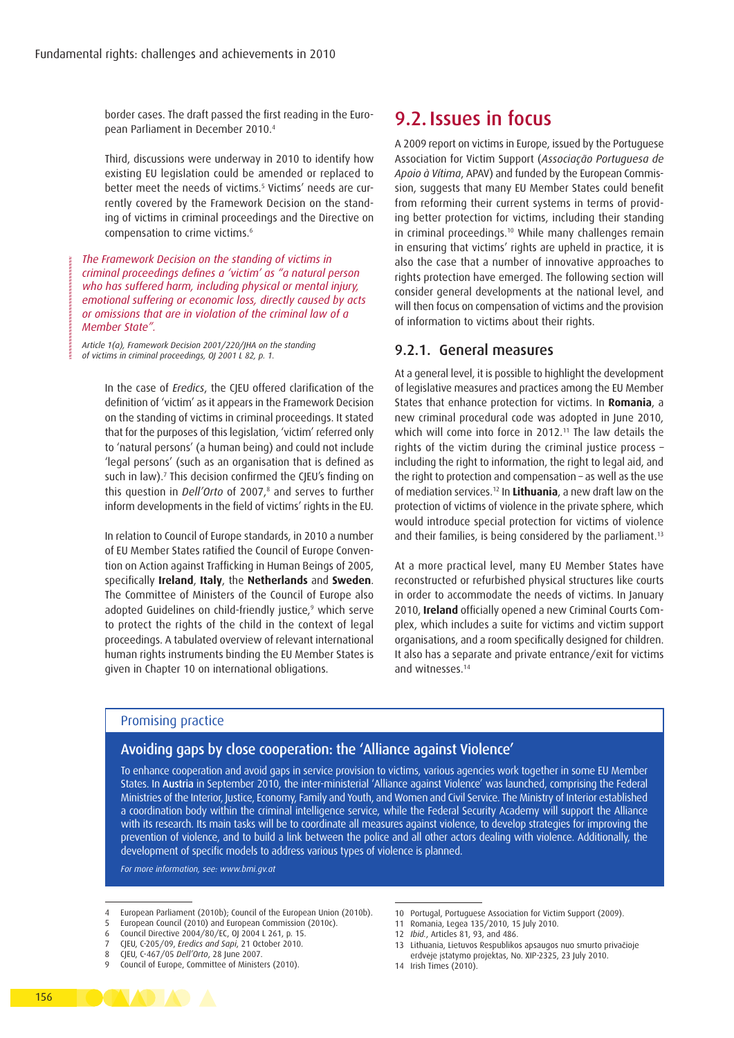border cases. The draft passed the first reading in the European Parliament in December 2010.[4]

Third, discussions were underway in 2010 to identify how existing EU legislation could be amended or replaced to better meet the needs of victims.[5] Victims' needs are currently covered by the Framework Decision on the standing of victims in criminal proceedings and the Directive on compensation to crime victims.[6]

> *The Framework Decision on the standing of victims in criminal proceedings defines a 'victim' as "a natural person who has suffered harm, including physical or mental injury, emotional suffering or economic loss, directly caused by acts or omissions that are in violation of the criminal law of a Member State".*
>
> *Article 1(a), Framework Decision 2001/220/JHA on the standing of victims in criminal proceedings, OJ 2001 L 82, p. 1.*

In the case of *Eredics*, the CJEU offered clarification of the definition of 'victim' as it appears in the Framework Decision on the standing of victims in criminal proceedings. It stated that for the purposes of this legislation, 'victim' referred only to 'natural persons' (a human being) and could not include 'legal persons' (such as an organisation that is defined as such in law).[7] This decision confirmed the CJEU's finding on this question in *Dell'Orto* of 2007,[8] and serves to further inform developments in the field of victims' rights in the EU.

In relation to Council of Europe standards, in 2010 a number of EU Member States ratified the Council of Europe Convention on Action against Trafficking in Human Beings of 2005, specifically **Ireland**, **Italy**, the **Netherlands** and **Sweden**. The Committee of Ministers of the Council of Europe also adopted Guidelines on child-friendly justice,[9] which serve to protect the rights of the child in the context of legal proceedings. A tabulated overview of relevant international human rights instruments binding the EU Member States is given in Chapter 10 on international obligations.

## 9.2. Issues in focus

A 2009 report on victims in Europe, issued by the Portuguese Association for Victim Support (*Associação Portuguesa de Apoio à Vítima*, APAV) and funded by the European Commission, suggests that many EU Member States could benefit from reforming their current systems in terms of providing better protection for victims, including their standing in criminal proceedings.[10] While many challenges remain in ensuring that victims' rights are upheld in practice, it is also the case that a number of innovative approaches to rights protection have emerged. The following section will consider general developments at the national level, and will then focus on compensation of victims and the provision of information to victims about their rights.

### 9.2.1. General measures

At a general level, it is possible to highlight the development of legislative measures and practices among the EU Member States that enhance protection for victims. In **Romania**, a new criminal procedural code was adopted in June 2010, which will come into force in 2012.[11] The law details the rights of the victim during the criminal justice process – including the right to information, the right to legal aid, and the right to protection and compensation – as well as the use of mediation services.[12] In **Lithuania**, a new draft law on the protection of victims of violence in the private sphere, which would introduce special protection for victims of violence and their families, is being considered by the parliament.[13]

At a more practical level, many EU Member States have reconstructed or refurbished physical structures like courts in order to accommodate the needs of victims. In January 2010, **Ireland** officially opened a new Criminal Courts Complex, which includes a suite for victims and victim support organisations, and a room specifically designed for children. It also has a separate and private entrance/exit for victims and witnesses.[14]

> Promising practice
>
> **Avoiding gaps by close cooperation: the 'Alliance against Violence'**
>
> To enhance cooperation and avoid gaps in service provision to victims, various agencies work together in some EU Member States. In **Austria** in September 2010, the inter-ministerial 'Alliance against Violence' was launched, comprising the Federal Ministries of the Interior, Justice, Economy, Family and Youth, and Women and Civil Service. The Ministry of Interior established a coordination body within the criminal intelligence service, while the Federal Security Academy will support the Alliance with its research. Its main tasks will be to coordinate all measures against violence, to develop strategies for improving the prevention of violence, and to build a link between the police and all other actors dealing with violence. Additionally, the development of specific models to address various types of violence is planned.
>
> *For more information, see: www.bmi.gv.at*

---

4 European Parliament (2010b); Council of the European Union (2010b).
5 European Council (2010) and European Commission (2010c).
6 Council Directive 2004/80/EC, OJ 2004 L 261, p. 15.
7 CJEU, C-205/09, *Eredics and Sapi*, 21 October 2010.
8 CJEU, C-467/05 *Dell'Orto*, 28 June 2007.
9 Council of Europe, Committee of Ministers (2010).
10 Portugal, Portuguese Association for Victim Support (2009).
11 Romania, Legea 135/2010, 15 July 2010.
12 *Ibid.*, Articles 81, 93, and 486.
13 Lithuania, Lietuvos Respublikos apsaugos nuo smurto privačioje erdvėje įstatymo projektas, No. XIP-2325, 23 July 2010.
14 Irish Times (2010).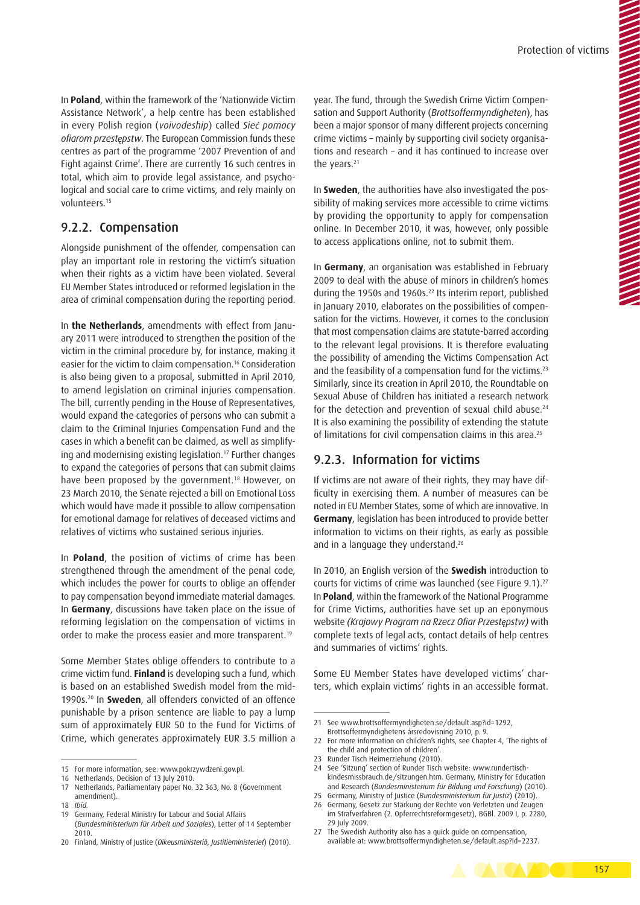In **Poland**, within the framework of the 'Nationwide Victim Assistance Network', a help centre has been established in every Polish region (*voivodeship*) called *Sieć pomocy ofiarom przestępstw*. The European Commission funds these centres as part of the programme '2007 Prevention of and Fight against Crime'. There are currently 16 such centres in total, which aim to provide legal assistance, and psychological and social care to crime victims, and rely mainly on volunteers.[15]

## 9.2.2. Compensation

Alongside punishment of the offender, compensation can play an important role in restoring the victim's situation when their rights as a victim have been violated. Several EU Member States introduced or reformed legislation in the area of criminal compensation during the reporting period.

In **the Netherlands**, amendments with effect from January 2011 were introduced to strengthen the position of the victim in the criminal procedure by, for instance, making it easier for the victim to claim compensation.[16] Consideration is also being given to a proposal, submitted in April 2010, to amend legislation on criminal injuries compensation. The bill, currently pending in the House of Representatives, would expand the categories of persons who can submit a claim to the Criminal Injuries Compensation Fund and the cases in which a benefit can be claimed, as well as simplifying and modernising existing legislation.[17] Further changes to expand the categories of persons that can submit claims have been proposed by the government.[18] However, on 23 March 2010, the Senate rejected a bill on Emotional Loss which would have made it possible to allow compensation for emotional damage for relatives of deceased victims and relatives of victims who sustained serious injuries.

In **Poland**, the position of victims of crime has been strengthened through the amendment of the penal code, which includes the power for courts to oblige an offender to pay compensation beyond immediate material damages. In **Germany**, discussions have taken place on the issue of reforming legislation on the compensation of victims in order to make the process easier and more transparent.[19]

Some Member States oblige offenders to contribute to a crime victim fund. **Finland** is developing such a fund, which is based on an established Swedish model from the mid-1990s.[20] In **Sweden**, all offenders convicted of an offence punishable by a prison sentence are liable to pay a lump sum of approximately EUR 50 to the Fund for Victims of Crime, which generates approximately EUR 3.5 million a year. The fund, through the Swedish Crime Victim Compensation and Support Authority (*Brottsoffermyndigheten*), has been a major sponsor of many different projects concerning crime victims – mainly by supporting civil society organisations and research – and it has continued to increase over the years.[21]

In **Sweden**, the authorities have also investigated the possibility of making services more accessible to crime victims by providing the opportunity to apply for compensation online. In December 2010, it was, however, only possible to access applications online, not to submit them.

In **Germany**, an organisation was established in February 2009 to deal with the abuse of minors in children's homes during the 1950s and 1960s.[22] Its interim report, published in January 2010, elaborates on the possibilities of compensation for the victims. However, it comes to the conclusion that most compensation claims are statute-barred according to the relevant legal provisions. It is therefore evaluating the possibility of amending the Victims Compensation Act and the feasibility of a compensation fund for the victims.[23] Similarly, since its creation in April 2010, the Roundtable on Sexual Abuse of Children has initiated a research network for the detection and prevention of sexual child abuse.[24] It is also examining the possibility of extending the statute of limitations for civil compensation claims in this area.[25]

## 9.2.3. Information for victims

If victims are not aware of their rights, they may have difficulty in exercising them. A number of measures can be noted in EU Member States, some of which are innovative. In **Germany**, legislation has been introduced to provide better information to victims on their rights, as early as possible and in a language they understand.[26]

In 2010, an English version of the **Swedish** introduction to courts for victims of crime was launched (see Figure 9.1).[27] In **Poland**, within the framework of the National Programme for Crime Victims, authorities have set up an eponymous website *(Krajowy Program na Rzecz Ofiar Przestępstw)* with complete texts of legal acts, contact details of help centres and summaries of victims' rights.

Some EU Member States have developed victims' charters, which explain victims' rights in an accessible format.

---

15 For more information, see: www.pokrzywdzeni.gov.pl.
16 Netherlands, Decision of 13 July 2010.
17 Netherlands, Parliamentary paper No. 32 363, No. 8 (Government amendment).
18 *Ibid.*
19 Germany, Federal Ministry for Labour and Social Affairs (*Bundesministerium für Arbeit und Soziales*), Letter of 14 September 2010.
20 Finland, Ministry of Justice (*Oikeusministeriö, Justitieministeriet*) (2010).
21 See www.brottsoffermyndigheten.se/default.asp?id=1292, Brottsoffermyndighetens årsredovisning 2010, p. 9.
22 For more information on children's rights, see Chapter 4, 'The rights of the child and protection of children'.
23 Runder Tisch Heimerziehung (2010).
24 See 'Sitzung' section of Runder Tisch website: www.rundertisch-kindesmissbrauch.de/sitzungen.htm. Germany, Ministry for Education and Research (*Bundesministerium für Bildung und Forschung*) (2010).
25 Germany, Ministry of Justice (*Bundesministerium für Justiz*) (2010).
26 Germany, Gesetz zur Stärkung der Rechte von Verletzten und Zeugen im Strafverfahren (2. Opferrechtsreformgesetz), BGBl. 2009 I, p. 2280, 29 July 2009.
27 The Swedish Authority also has a quick guide on compensation, available at: www.brottsoffermyndigheten.se/default.asp?id=2237.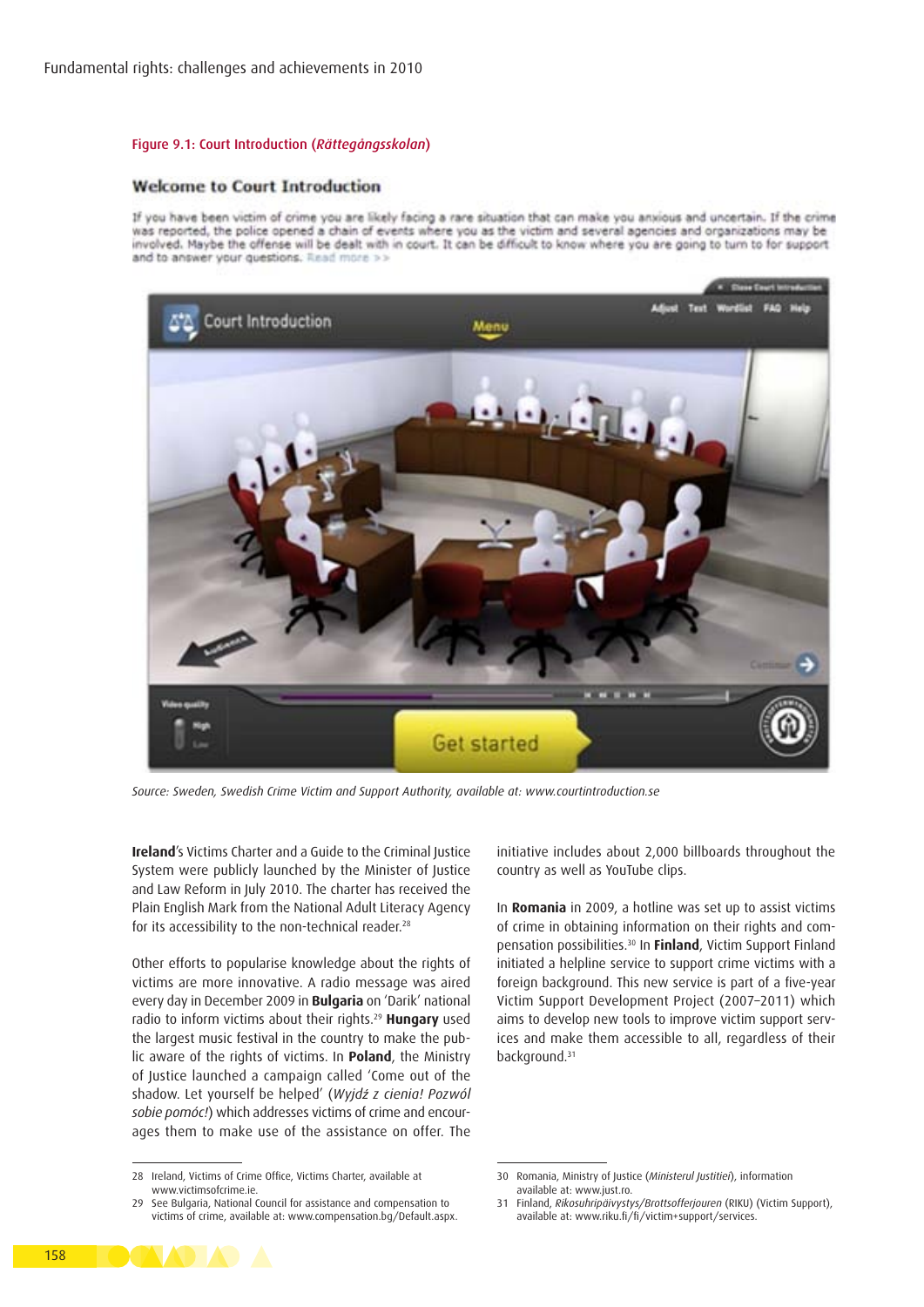Figure 9.1: Court Introduction (*Rättegångsskolan*)

Source: Sweden, Swedish Crime Victim and Support Authority, available at: www.courtintroduction.se

**Ireland**'s Victims Charter and a Guide to the Criminal Justice System were publicly launched by the Minister of Justice and Law Reform in July 2010. The charter has received the Plain English Mark from the National Adult Literacy Agency for its accessibility to the non-technical reader.[28]

Other efforts to popularise knowledge about the rights of victims are more innovative. A radio message was aired every day in December 2009 in **Bulgaria** on 'Darik' national radio to inform victims about their rights.[29] **Hungary** used the largest music festival in the country to make the public aware of the rights of victims. In **Poland**, the Ministry of Justice launched a campaign called 'Come out of the shadow. Let yourself be helped' (*Wyjdź z cienia! Pozwól sobie pomóc!*) which addresses victims of crime and encourages them to make use of the assistance on offer. The initiative includes about 2,000 billboards throughout the country as well as YouTube clips.

In **Romania** in 2009, a hotline was set up to assist victims of crime in obtaining information on their rights and compensation possibilities.[30] In **Finland**, Victim Support Finland initiated a helpline service to support crime victims with a foreign background. This new service is part of a five-year Victim Support Development Project (2007–2011) which aims to develop new tools to improve victim support services and make them accessible to all, regardless of their background.[31]

28 Ireland, Victims of Crime Office, Victims Charter, available at www.victimsofcrime.ie.

29 See Bulgaria, National Council for assistance and compensation to victims of crime, available at: www.compensation.bg/Default.aspx.

30 Romania, Ministry of Justice (*Ministerul Justiției*), information available at: www.just.ro.

31 Finland, *Rikosuhripäivystys/Brottsofferjouren* (RIKU) (Victim Support), available at: www.riku.fi/fi/victim+support/services.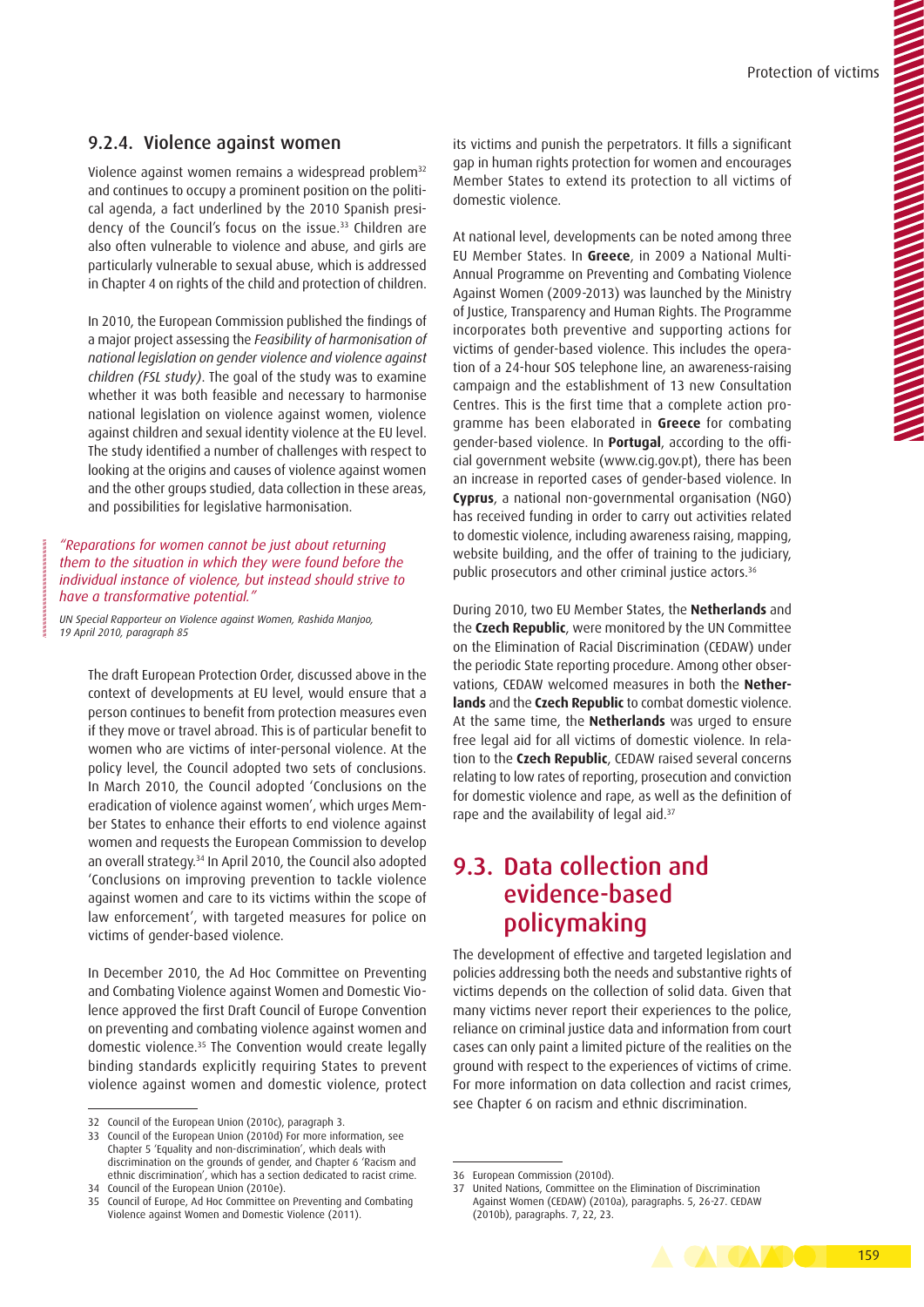### 9.2.4. Violence against women

Violence against women remains a widespread problem[32] and continues to occupy a prominent position on the political agenda, a fact underlined by the 2010 Spanish presidency of the Council's focus on the issue.[33] Children are also often vulnerable to violence and abuse, and girls are particularly vulnerable to sexual abuse, which is addressed in Chapter 4 on rights of the child and protection of children.

In 2010, the European Commission published the findings of a major project assessing the *Feasibility of harmonisation of national legislation on gender violence and violence against children (FSL study)*. The goal of the study was to examine whether it was both feasible and necessary to harmonise national legislation on violence against women, violence against children and sexual identity violence at the EU level. The study identified a number of challenges with respect to looking at the origins and causes of violence against women and the other groups studied, data collection in these areas, and possibilities for legislative harmonisation.

> *"Reparations for women cannot be just about returning them to the situation in which they were found before the individual instance of violence, but instead should strive to have a transformative potential."*
>
> *UN Special Rapporteur on Violence against Women, Rashida Manjoo, 19 April 2010, paragraph 85*

The draft European Protection Order, discussed above in the context of developments at EU level, would ensure that a person continues to benefit from protection measures even if they move or travel abroad. This is of particular benefit to women who are victims of inter-personal violence. At the policy level, the Council adopted two sets of conclusions. In March 2010, the Council adopted 'Conclusions on the eradication of violence against women', which urges Member States to enhance their efforts to end violence against women and requests the European Commission to develop an overall strategy.[34] In April 2010, the Council also adopted 'Conclusions on improving prevention to tackle violence against women and care to its victims within the scope of law enforcement', with targeted measures for police on victims of gender-based violence.

In December 2010, the Ad Hoc Committee on Preventing and Combating Violence against Women and Domestic Violence approved the first Draft Council of Europe Convention on preventing and combating violence against women and domestic violence.[35] The Convention would create legally binding standards explicitly requiring States to prevent violence against women and domestic violence, protect its victims and punish the perpetrators. It fills a significant gap in human rights protection for women and encourages Member States to extend its protection to all victims of domestic violence.

At national level, developments can be noted among three EU Member States. In **Greece**, in 2009 a National Multi-Annual Programme on Preventing and Combating Violence Against Women (2009-2013) was launched by the Ministry of Justice, Transparency and Human Rights. The Programme incorporates both preventive and supporting actions for victims of gender-based violence. This includes the operation of a 24-hour SOS telephone line, an awareness-raising campaign and the establishment of 13 new Consultation Centres. This is the first time that a complete action programme has been elaborated in **Greece** for combating gender-based violence. In **Portugal**, according to the official government website (www.cig.gov.pt), there has been an increase in reported cases of gender-based violence. In **Cyprus**, a national non-governmental organisation (NGO) has received funding in order to carry out activities related to domestic violence, including awareness raising, mapping, website building, and the offer of training to the judiciary, public prosecutors and other criminal justice actors.[36]

During 2010, two EU Member States, the **Netherlands** and the **Czech Republic**, were monitored by the UN Committee on the Elimination of Racial Discrimination (CEDAW) under the periodic State reporting procedure. Among other observations, CEDAW welcomed measures in both the **Netherlands** and the **Czech Republic** to combat domestic violence. At the same time, the **Netherlands** was urged to ensure free legal aid for all victims of domestic violence. In relation to the **Czech Republic**, CEDAW raised several concerns relating to low rates of reporting, prosecution and conviction for domestic violence and rape, as well as the definition of rape and the availability of legal aid.[37]

## 9.3. Data collection and evidence-based policymaking

The development of effective and targeted legislation and policies addressing both the needs and substantive rights of victims depends on the collection of solid data. Given that many victims never report their experiences to the police, reliance on criminal justice data and information from court cases can only paint a limited picture of the realities on the ground with respect to the experiences of victims of crime. For more information on data collection and racist crimes, see Chapter 6 on racism and ethnic discrimination.

---

32 Council of the European Union (2010c), paragraph 3.

33 Council of the European Union (2010d) For more information, see Chapter 5 'Equality and non-discrimination', which deals with discrimination on the grounds of gender, and Chapter 6 'Racism and ethnic discrimination', which has a section dedicated to racist crime.

34 Council of the European Union (2010e).

35 Council of Europe, Ad Hoc Committee on Preventing and Combating Violence against Women and Domestic Violence (2011).

36 European Commission (2010d).

37 United Nations, Committee on the Elimination of Discrimination Against Women (CEDAW) (2010a), paragraphs. 5, 26-27. CEDAW (2010b), paragraphs. 7, 22, 23.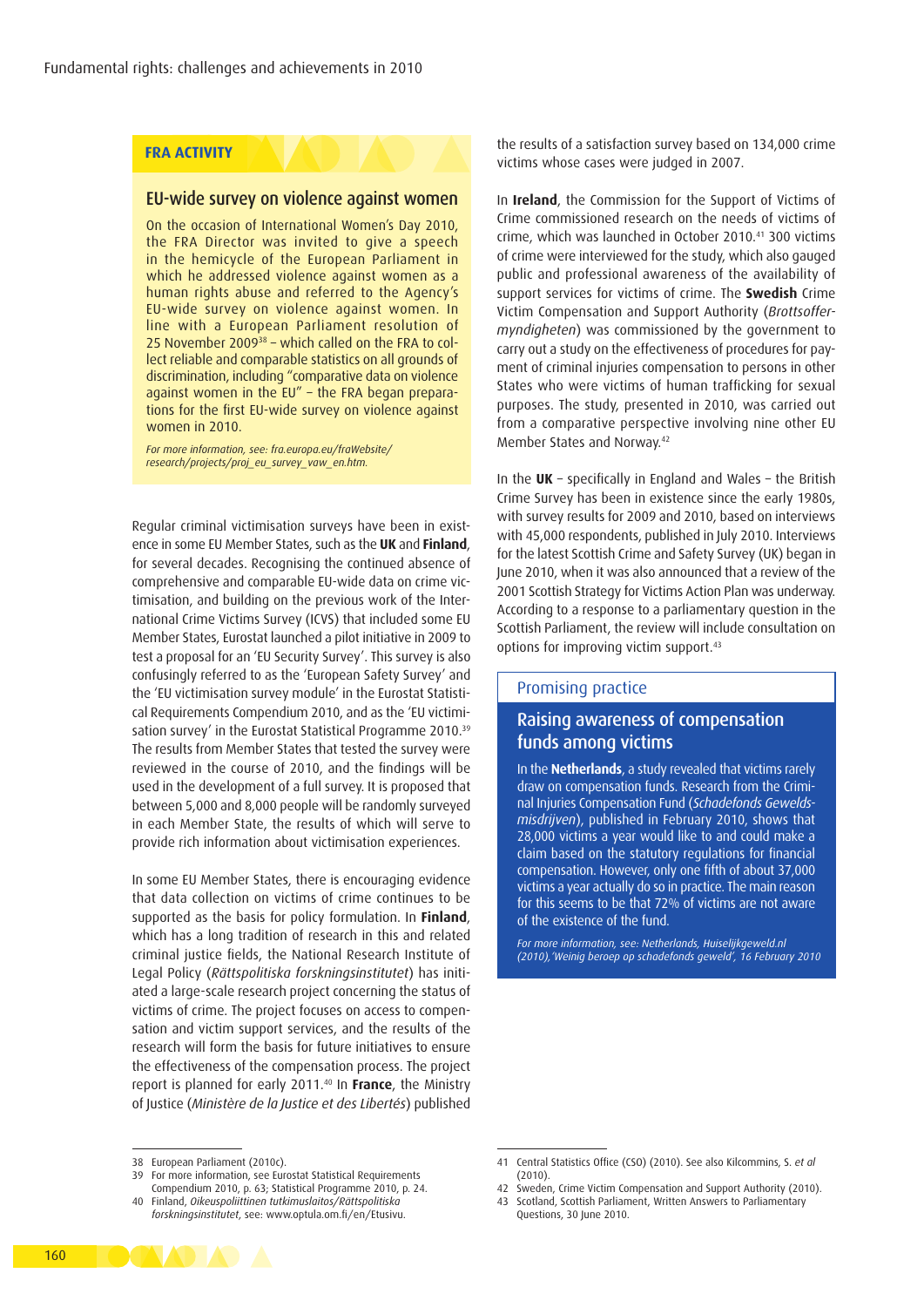**FRA ACTIVITY**

## EU-wide survey on violence against women

On the occasion of International Women's Day 2010, the FRA Director was invited to give a speech in the hemicycle of the European Parliament in which he addressed violence against women as a human rights abuse and referred to the Agency's EU-wide survey on violence against women. In line with a European Parliament resolution of 25 November 2009[38] – which called on the FRA to collect reliable and comparable statistics on all grounds of discrimination, including "comparative data on violence against women in the EU" – the FRA began preparations for the first EU-wide survey on violence against women in 2010.

*For more information, see: fra.europa.eu/fraWebsite/research/projects/proj_eu_survey_vaw_en.htm.*

Regular criminal victimisation surveys have been in existence in some EU Member States, such as the **UK** and **Finland**, for several decades. Recognising the continued absence of comprehensive and comparable EU-wide data on crime victimisation, and building on the previous work of the International Crime Victims Survey (ICVS) that included some EU Member States, Eurostat launched a pilot initiative in 2009 to test a proposal for an 'EU Security Survey'. This survey is also confusingly referred to as the 'European Safety Survey' and the 'EU victimisation survey module' in the Eurostat Statistical Requirements Compendium 2010, and as the 'EU victimisation survey' in the Eurostat Statistical Programme 2010.[39] The results from Member States that tested the survey were reviewed in the course of 2010, and the findings will be used in the development of a full survey. It is proposed that between 5,000 and 8,000 people will be randomly surveyed in each Member State, the results of which will serve to provide rich information about victimisation experiences.

In some EU Member States, there is encouraging evidence that data collection on victims of crime continues to be supported as the basis for policy formulation. In **Finland**, which has a long tradition of research in this and related criminal justice fields, the National Research Institute of Legal Policy (*Rättspolitiska forskningsinstitutet*) has initiated a large-scale research project concerning the status of victims of crime. The project focuses on access to compensation and victim support services, and the results of the research will form the basis for future initiatives to ensure the effectiveness of the compensation process. The project report is planned for early 2011.[40] In **France**, the Ministry of Justice (*Ministère de la Justice et des Libertés*) published the results of a satisfaction survey based on 134,000 crime victims whose cases were judged in 2007.

In **Ireland**, the Commission for the Support of Victims of Crime commissioned research on the needs of victims of crime, which was launched in October 2010.[41] 300 victims of crime were interviewed for the study, which also gauged public and professional awareness of the availability of support services for victims of crime. The **Swedish** Crime Victim Compensation and Support Authority (*Brottsoffermyndigheten*) was commissioned by the government to carry out a study on the effectiveness of procedures for payment of criminal injuries compensation to persons in other States who were victims of human trafficking for sexual purposes. The study, presented in 2010, was carried out from a comparative perspective involving nine other EU Member States and Norway.[42]

In the **UK** – specifically in England and Wales – the British Crime Survey has been in existence since the early 1980s, with survey results for 2009 and 2010, based on interviews with 45,000 respondents, published in July 2010. Interviews for the latest Scottish Crime and Safety Survey (UK) began in June 2010, when it was also announced that a review of the 2001 Scottish Strategy for Victims Action Plan was underway. According to a response to a parliamentary question in the Scottish Parliament, the review will include consultation on options for improving victim support.[43]

**Promising practice**

## Raising awareness of compensation funds among victims

In the **Netherlands**, a study revealed that victims rarely draw on compensation funds. Research from the Criminal Injuries Compensation Fund (*Schadefonds Geweldsmisdrijven*), published in February 2010, shows that 28,000 victims a year would like to and could make a claim based on the statutory regulations for financial compensation. However, only one fifth of about 37,000 victims a year actually do so in practice. The main reason for this seems to be that 72% of victims are not aware of the existence of the fund.

*For more information, see: Netherlands, Huiselijkgeweld.nl (2010),'Weinig beroep op schadefonds geweld', 16 February 2010*

---

38 European Parliament (2010c).

39 For more information, see Eurostat Statistical Requirements Compendium 2010, p. 63; Statistical Programme 2010, p. 24.

40 Finland, *Oikeuspoliittinen tutkimuslaitos/Rättspolitiska forskningsinstitutet*, see: www.optula.om.fi/en/Etusivu.

41 Central Statistics Office (CSO) (2010). See also Kilcommins, S. *et al* (2010).

42 Sweden, Crime Victim Compensation and Support Authority (2010).

43 Scotland, Scottish Parliament, Written Answers to Parliamentary Questions, 30 June 2010.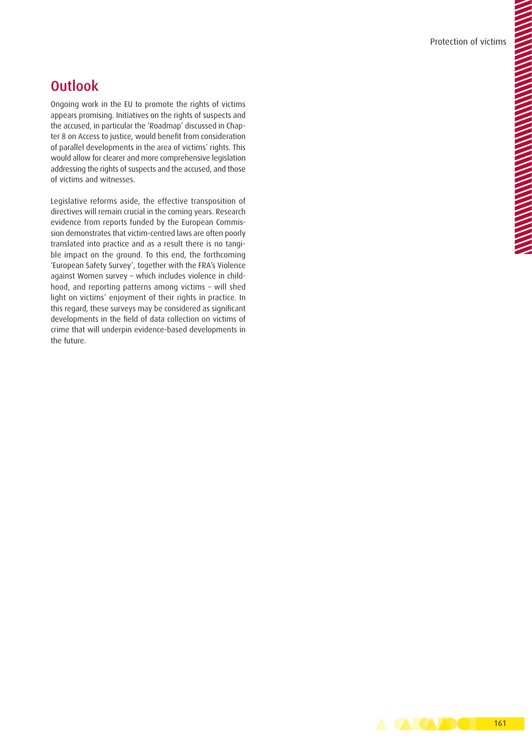## Outlook

Ongoing work in the EU to promote the rights of victims appears promising. Initiatives on the rights of suspects and the accused, in particular the 'Roadmap' discussed in Chapter 8 on Access to justice, would benefit from consideration of parallel developments in the area of victims' rights. This would allow for clearer and more comprehensive legislation addressing the rights of suspects and the accused, and those of victims and witnesses.

Legislative reforms aside, the effective transposition of directives will remain crucial in the coming years. Research evidence from reports funded by the European Commission demonstrates that victim-centred laws are often poorly translated into practice and as a result there is no tangible impact on the ground. To this end, the forthcoming 'European Safety Survey', together with the FRA's Violence against Women survey – which includes violence in childhood, and reporting patterns among victims – will shed light on victims' enjoyment of their rights in practice. In this regard, these surveys may be considered as significant developments in the field of data collection on victims of crime that will underpin evidence-based developments in the future.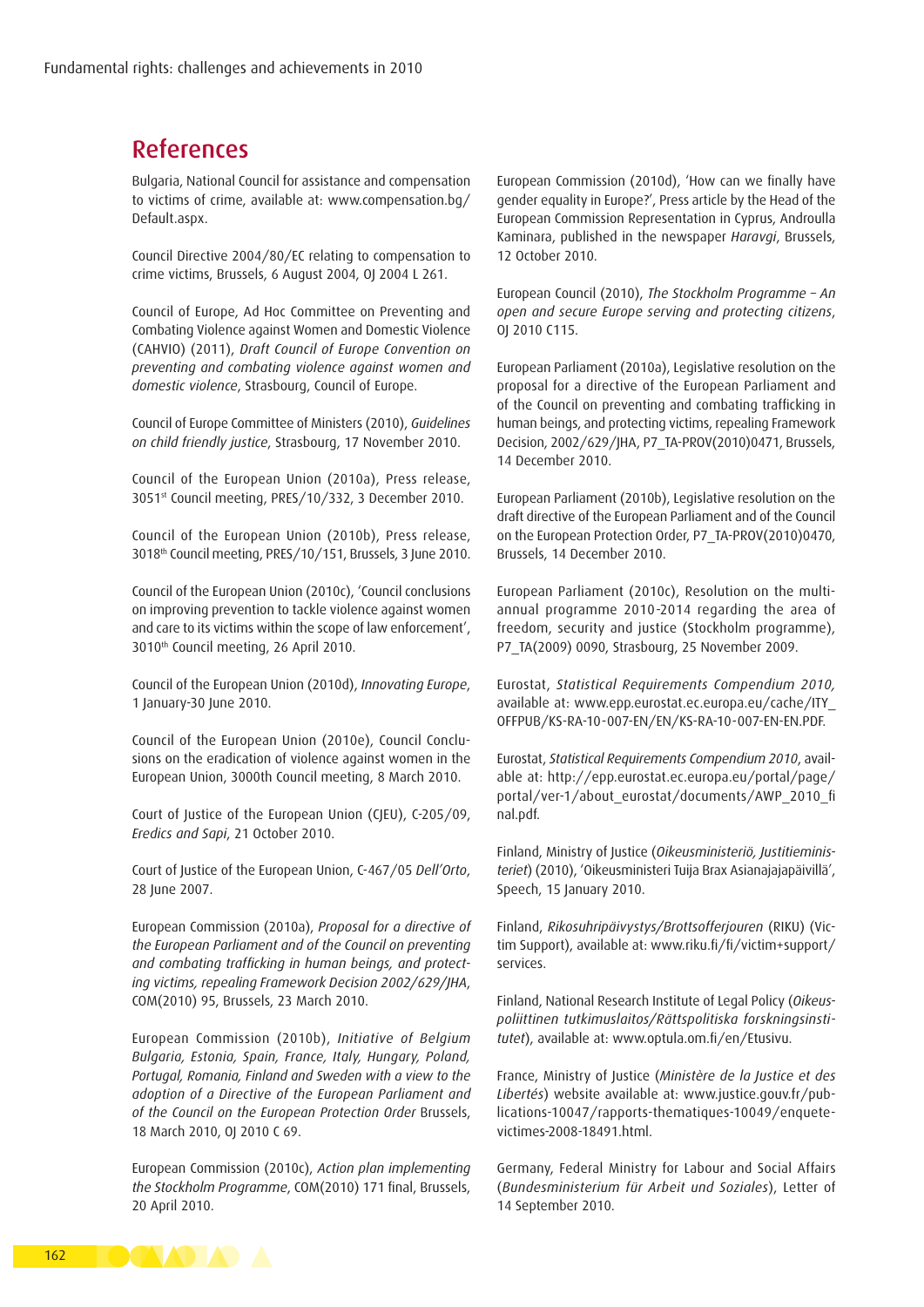## References

Bulgaria, National Council for assistance and compensation to victims of crime, available at: www.compensation.bg/Default.aspx.

Council Directive 2004/80/EC relating to compensation to crime victims, Brussels, 6 August 2004, OJ 2004 L 261.

Council of Europe, Ad Hoc Committee on Preventing and Combating Violence against Women and Domestic Violence (CAHVIO) (2011), *Draft Council of Europe Convention on preventing and combating violence against women and domestic violence*, Strasbourg, Council of Europe.

Council of Europe Committee of Ministers (2010), *Guidelines on child friendly justice*, Strasbourg, 17 November 2010.

Council of the European Union (2010a), Press release, 3051st Council meeting, PRES/10/332, 3 December 2010.

Council of the European Union (2010b), Press release, 3018th Council meeting, PRES/10/151, Brussels, 3 June 2010.

Council of the European Union (2010c), 'Council conclusions on improving prevention to tackle violence against women and care to its victims within the scope of law enforcement', 3010th Council meeting, 26 April 2010.

Council of the European Union (2010d), *Innovating Europe*, 1 January-30 June 2010.

Council of the European Union (2010e), Council Conclusions on the eradication of violence against women in the European Union, 3000th Council meeting, 8 March 2010.

Court of Justice of the European Union (CJEU), C-205/09, *Eredics and Sapi*, 21 October 2010.

Court of Justice of the European Union, C-467/05 *Dell'Orto*, 28 June 2007.

European Commission (2010a), *Proposal for a directive of the European Parliament and of the Council on preventing and combating trafficking in human beings, and protecting victims, repealing Framework Decision 2002/629/JHA*, COM(2010) 95, Brussels, 23 March 2010.

European Commission (2010b), *Initiative of Belgium Bulgaria, Estonia, Spain, France, Italy, Hungary, Poland, Portugal, Romania, Finland and Sweden with a view to the adoption of a Directive of the European Parliament and of the Council on the European Protection Order* Brussels, 18 March 2010, OJ 2010 C 69.

European Commission (2010c), *Action plan implementing the Stockholm Programme*, COM(2010) 171 final, Brussels, 20 April 2010.

European Commission (2010d), 'How can we finally have gender equality in Europe?', Press article by the Head of the European Commission Representation in Cyprus, Androulla Kaminara, published in the newspaper *Haravgi*, Brussels, 12 October 2010.

European Council (2010), *The Stockholm Programme – An open and secure Europe serving and protecting citizens*, OJ 2010 C115.

European Parliament (2010a), Legislative resolution on the proposal for a directive of the European Parliament and of the Council on preventing and combating trafficking in human beings, and protecting victims, repealing Framework Decision, 2002/629/JHA, P7_TA-PROV(2010)0471, Brussels, 14 December 2010.

European Parliament (2010b), Legislative resolution on the draft directive of the European Parliament and of the Council on the European Protection Order, P7_TA-PROV(2010)0470, Brussels, 14 December 2010.

European Parliament (2010c), Resolution on the multi-annual programme 2010-2014 regarding the area of freedom, security and justice (Stockholm programme), P7_TA(2009) 0090, Strasbourg, 25 November 2009.

Eurostat, *Statistical Requirements Compendium 2010*, available at: www.epp.eurostat.ec.europa.eu/cache/ITY_OFFPUB/KS-RA-10-007-EN/EN/KS-RA-10-007-EN-EN.PDF.

Eurostat, *Statistical Requirements Compendium 2010*, available at: http://epp.eurostat.ec.europa.eu/portal/page/portal/ver-1/about_eurostat/documents/AWP_2010_final.pdf.

Finland, Ministry of Justice (*Oikeusministeriö, Justitieministeriet*) (2010), 'Oikeusministeri Tuija Brax Asianajajapäivillä', Speech, 15 January 2010.

Finland, *Rikosuhripäivystys/Brottsofferjouren* (RIKU) (Victim Support), available at: www.riku.fi/fi/victim+support/services.

Finland, National Research Institute of Legal Policy (*Oikeuspoliittinen tutkimuslaitos/Rättspolitiska forskningsinstitutet*), available at: www.optula.om.fi/en/Etusivu.

France, Ministry of Justice (*Ministère de la Justice et des Libertés*) website available at: www.justice.gouv.fr/publications-10047/rapports-thematiques-10049/enquete-victimes-2008-18491.html.

Germany, Federal Ministry for Labour and Social Affairs (*Bundesministerium für Arbeit und Soziales*), Letter of 14 September 2010.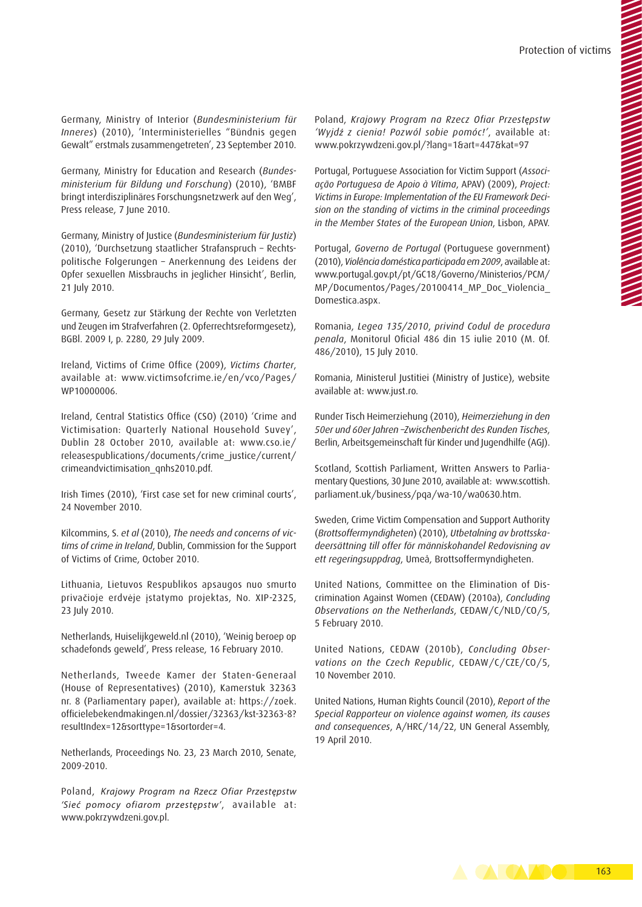Germany, Ministry of Interior (*Bundesministerium für Inneres*) (2010), 'Interministerielles "Bündnis gegen Gewalt" erstmals zusammengetreten', 23 September 2010.

Germany, Ministry for Education and Research (*Bundesministerium für Bildung und Forschung*) (2010), 'BMBF bringt interdisziplinäres Forschungsnetzwerk auf den Weg', Press release, 7 June 2010.

Germany, Ministry of Justice (*Bundesministerium für Justiz*) (2010), 'Durchsetzung staatlicher Strafanspruch – Rechtspolitische Folgerungen – Anerkennung des Leidens der Opfer sexuellen Missbrauchs in jeglicher Hinsicht', Berlin, 21 July 2010.

Germany, Gesetz zur Stärkung der Rechte von Verletzten und Zeugen im Strafverfahren (2. Opferrechtsreformgesetz), BGBl. 2009 I, p. 2280, 29 July 2009.

Ireland, Victims of Crime Office (2009), *Victims Charter*, available at: www.victimsofcrime.ie/en/vco/Pages/WP10000006.

Ireland, Central Statistics Office (CSO) (2010) 'Crime and Victimisation: Quarterly National Household Suvey', Dublin 28 October 2010, available at: www.cso.ie/releasespublications/documents/crime_justice/current/crimeandvictimisation_qnhs2010.pdf.

Irish Times (2010), 'First case set for new criminal courts', 24 November 2010.

Kilcommins, S. *et al* (2010), *The needs and concerns of victims of crime in Ireland*, Dublin, Commission for the Support of Victims of Crime, October 2010.

Lithuania, Lietuvos Respublikos apsaugos nuo smurto privačioje erdvėje įstatymo projektas, No. XIP-2325, 23 July 2010.

Netherlands, Huiselijkgeweld.nl (2010), 'Weinig beroep op schadefonds geweld', Press release, 16 February 2010.

Netherlands, Tweede Kamer der Staten-Generaal (House of Representatives) (2010), Kamerstuk 32363 nr. 8 (Parliamentary paper), available at: https://zoek.officielebekendmakingen.nl/dossier/32363/kst-32363-8?resultIndex=12&sorttype=1&sortorder=4.

Netherlands, Proceedings No. 23, 23 March 2010, Senate, 2009-2010.

Poland, *Krajowy Program na Rzecz Ofiar Przestępstw 'Sieć pomocy ofiarom przestępstw'*, available at: www.pokrzywdzeni.gov.pl.

Poland, *Krajowy Program na Rzecz Ofiar Przestępstw 'Wyjdź z cienia! Pozwól sobie pomóc!'*, available at: www.pokrzywdzeni.gov.pl/?lang=1&art=447&kat=97

Portugal, Portuguese Association for Victim Support (*Associação Portuguesa de Apoio à Vítima*, APAV) (2009), *Project: Victims in Europe: Implementation of the EU Framework Decision on the standing of victims in the criminal proceedings in the Member States of the European Union*, Lisbon, APAV.

Portugal, *Governo de Portugal* (Portuguese government) (2010), *Violência doméstica participada em 2009*, available at: www.portugal.gov.pt/pt/GC18/Governo/Ministerios/PCM/MP/Documentos/Pages/20100414_MP_Doc_Violencia_Domestica.aspx.

Romania, *Legea 135/2010, privind Codul de procedura penala*, Monitorul Oficial 486 din 15 iulie 2010 (M. Of. 486/2010), 15 July 2010.

Romania, Ministerul Justitiei (Ministry of Justice), website available at: www.just.ro.

Runder Tisch Heimerziehung (2010), *Heimerziehung in den 50er und 60er Jahren –Zwischenbericht des Runden Tisches*, Berlin, Arbeitsgemeinschaft für Kinder und Jugendhilfe (AGJ).

Scotland, Scottish Parliament, Written Answers to Parliamentary Questions, 30 June 2010, available at: www.scottish.parliament.uk/business/pqa/wa-10/wa0630.htm.

Sweden, Crime Victim Compensation and Support Authority (*Brottsoffermyndigheten*) (2010), *Utbetalning av brottsskadeersättning till offer för människohandel Redovisning av ett regeringsuppdrag*, Umeå, Brottsoffermyndigheten.

United Nations, Committee on the Elimination of Discrimination Against Women (CEDAW) (2010a), *Concluding Observations on the Netherlands*, CEDAW/C/NLD/CO/5, 5 February 2010.

United Nations, CEDAW (2010b), *Concluding Observations on the Czech Republic*, CEDAW/C/CZE/CO/5, 10 November 2010.

United Nations, Human Rights Council (2010), *Report of the Special Rapporteur on violence against women, its causes and consequences*, A/HRC/14/22, UN General Assembly, 19 April 2010.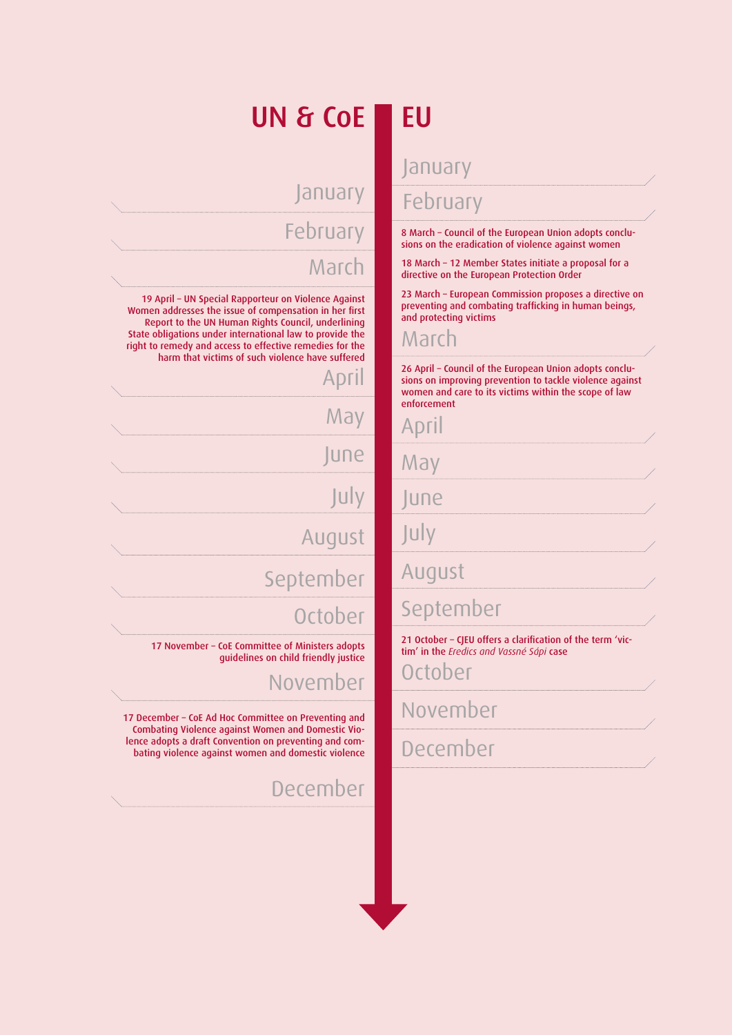## UN & CoE

January

February

March

19 April – UN Special Rapporteur on Violence Against Women addresses the issue of compensation in her first Report to the UN Human Rights Council, underlining State obligations under international law to provide the right to remedy and access to effective remedies for the harm that victims of such violence have suffered

April

May

June

July

August

September

October

17 November – CoE Committee of Ministers adopts guidelines on child friendly justice

November

17 December – CoE Ad Hoc Committee on Preventing and Combating Violence against Women and Domestic Violence adopts a draft Convention on preventing and combating violence against women and domestic violence

December

## EU

January

February

8 March – Council of the European Union adopts conclusions on the eradication of violence against women

18 March – 12 Member States initiate a proposal for a directive on the European Protection Order

23 March – European Commission proposes a directive on preventing and combating trafficking in human beings, and protecting victims

March

26 April – Council of the European Union adopts conclusions on improving prevention to tackle violence against women and care to its victims within the scope of law enforcement

April

May

June

July

August

September

21 October – CJEU offers a clarification of the term 'victim' in the *Eredics and Vassné Sápi* case

October

November

December